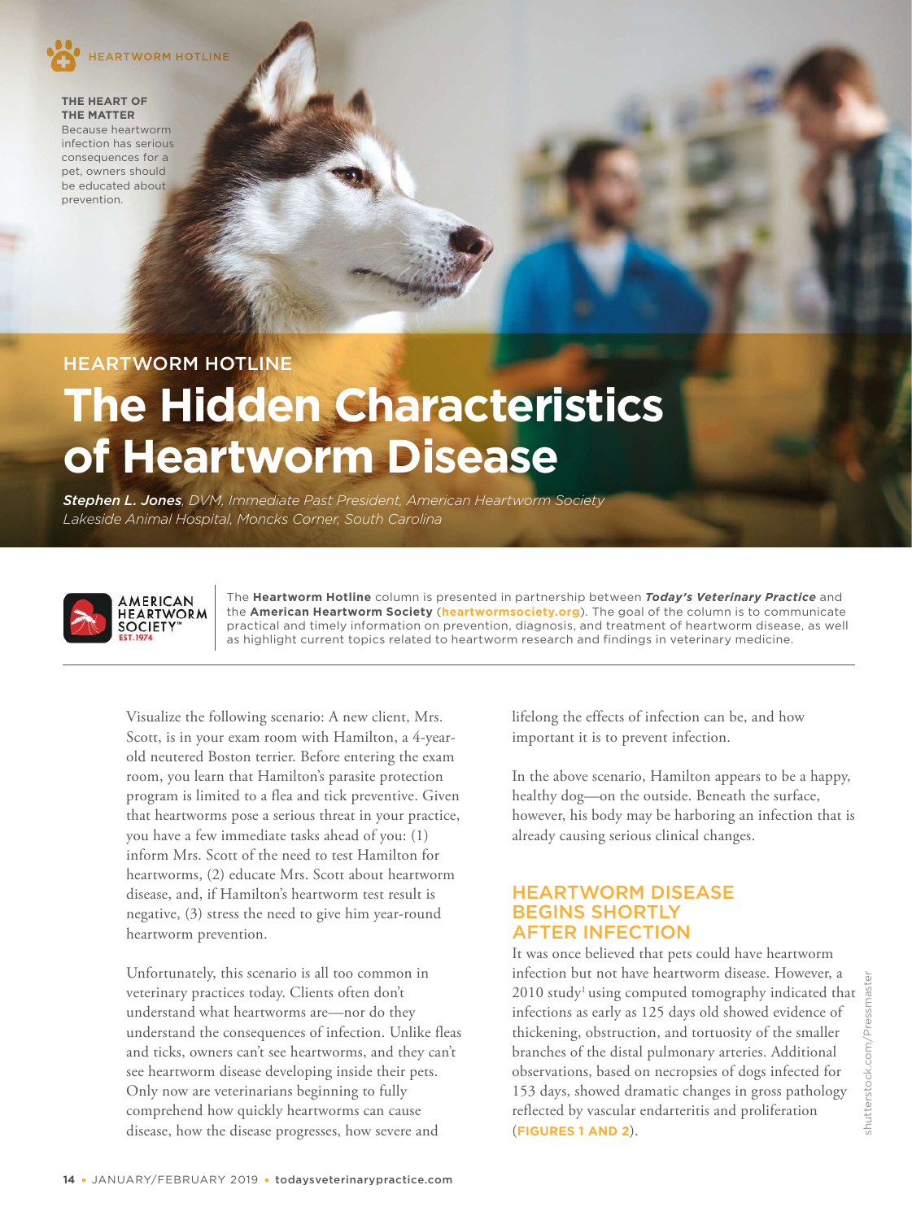HEARTWORM HOTLINE

**THE HEART OF THE MATTER**
Because heartworm infection has serious consequences for a pet, owners should be educated about prevention.

HEARTWORM HOTLINE

# The Hidden Characteristics of Heartworm Disease

***Stephen L. Jones**, DVM, Immediate Past President, American Heartworm Society*
*Lakeside Animal Hospital, Moncks Corner, South Carolina*

The **Heartworm Hotline** column is presented in partnership between ***Today's Veterinary Practice*** and the **American Heartworm Society** (**heartwormsociety.org**). The goal of the column is to communicate practical and timely information on prevention, diagnosis, and treatment of heartworm disease, as well as highlight current topics related to heartworm research and findings in veterinary medicine.

Visualize the following scenario: A new client, Mrs. Scott, is in your exam room with Hamilton, a 4-year-old neutered Boston terrier. Before entering the exam room, you learn that Hamilton's parasite protection program is limited to a flea and tick preventive. Given that heartworms pose a serious threat in your practice, you have a few immediate tasks ahead of you: (1) inform Mrs. Scott of the need to test Hamilton for heartworms, (2) educate Mrs. Scott about heartworm disease, and, if Hamilton's heartworm test result is negative, (3) stress the need to give him year-round heartworm prevention.

Unfortunately, this scenario is all too common in veterinary practices today. Clients often don't understand what heartworms are—nor do they understand the consequences of infection. Unlike fleas and ticks, owners can't see heartworms, and they can't see heartworm disease developing inside their pets. Only now are veterinarians beginning to fully comprehend how quickly heartworms can cause disease, how the disease progresses, how severe and lifelong the effects of infection can be, and how important it is to prevent infection.

In the above scenario, Hamilton appears to be a happy, healthy dog—on the outside. Beneath the surface, however, his body may be harboring an infection that is already causing serious clinical changes.

## HEARTWORM DISEASE BEGINS SHORTLY AFTER INFECTION

It was once believed that pets could have heartworm infection but not have heartworm disease. However, a 2010 study[1] using computed tomography indicated that infections as early as 125 days old showed evidence of thickening, obstruction, and tortuosity of the smaller branches of the distal pulmonary arteries. Additional observations, based on necropsies of dogs infected for 153 days, showed dramatic changes in gross pathology reflected by vascular endarteritis and proliferation (**FIGURES 1 AND 2**).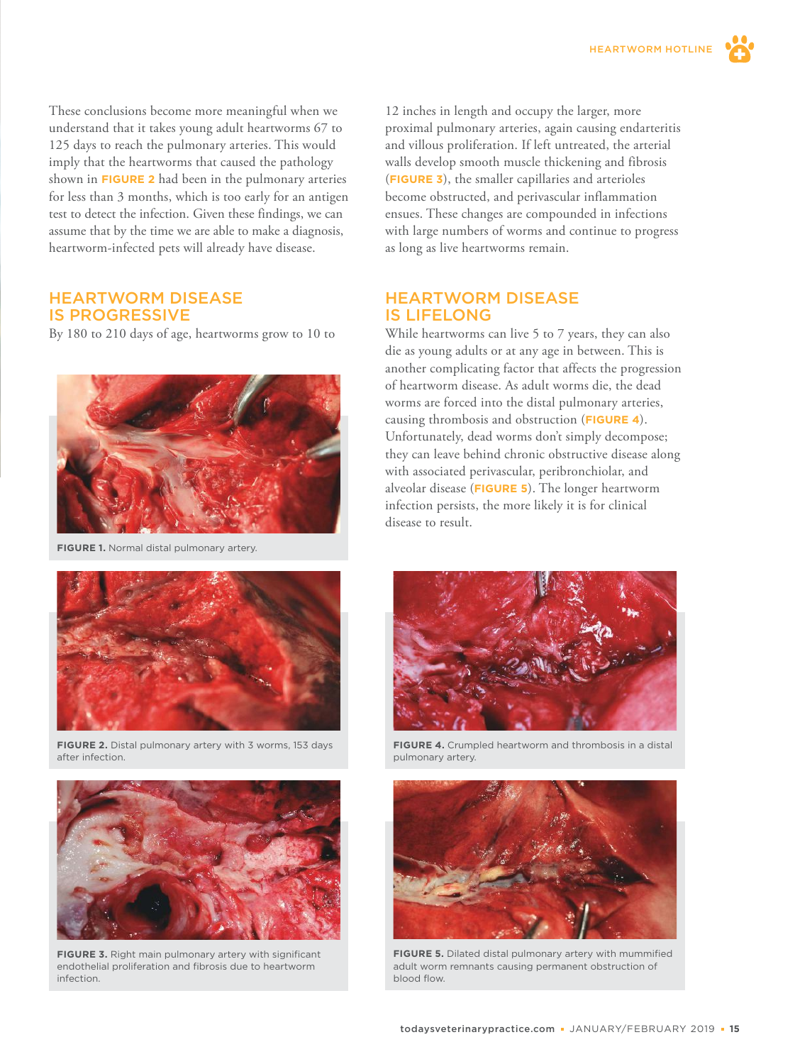These conclusions become more meaningful when we understand that it takes young adult heartworms 67 to 125 days to reach the pulmonary arteries. This would imply that the heartworms that caused the pathology shown in **FIGURE 2** had been in the pulmonary arteries for less than 3 months, which is too early for an antigen test to detect the infection. Given these findings, we can assume that by the time we are able to make a diagnosis, heartworm-infected pets will already have disease.

## HEARTWORM DISEASE IS PROGRESSIVE

By 180 to 210 days of age, heartworms grow to 10 to 12 inches in length and occupy the larger, more proximal pulmonary arteries, again causing endarteritis and villous proliferation. If left untreated, the arterial walls develop smooth muscle thickening and fibrosis (**FIGURE 3**), the smaller capillaries and arterioles become obstructed, and perivascular inflammation ensues. These changes are compounded in infections with large numbers of worms and continue to progress as long as live heartworms remain.

## HEARTWORM DISEASE IS LIFELONG

While heartworms can live 5 to 7 years, they can also die as young adults or at any age in between. This is another complicating factor that affects the progression of heartworm disease. As adult worms die, the dead worms are forced into the distal pulmonary arteries, causing thrombosis and obstruction (**FIGURE 4**). Unfortunately, dead worms don't simply decompose; they can leave behind chronic obstructive disease along with associated perivascular, peribronchiolar, and alveolar disease (**FIGURE 5**). The longer heartworm infection persists, the more likely it is for clinical disease to result.

**FIGURE 1.** Normal distal pulmonary artery.

**FIGURE 2.** Distal pulmonary artery with 3 worms, 153 days after infection.

**FIGURE 3.** Right main pulmonary artery with significant endothelial proliferation and fibrosis due to heartworm infection.

**FIGURE 4.** Crumpled heartworm and thrombosis in a distal pulmonary artery.

**FIGURE 5.** Dilated distal pulmonary artery with mummified adult worm remnants causing permanent obstruction of blood flow.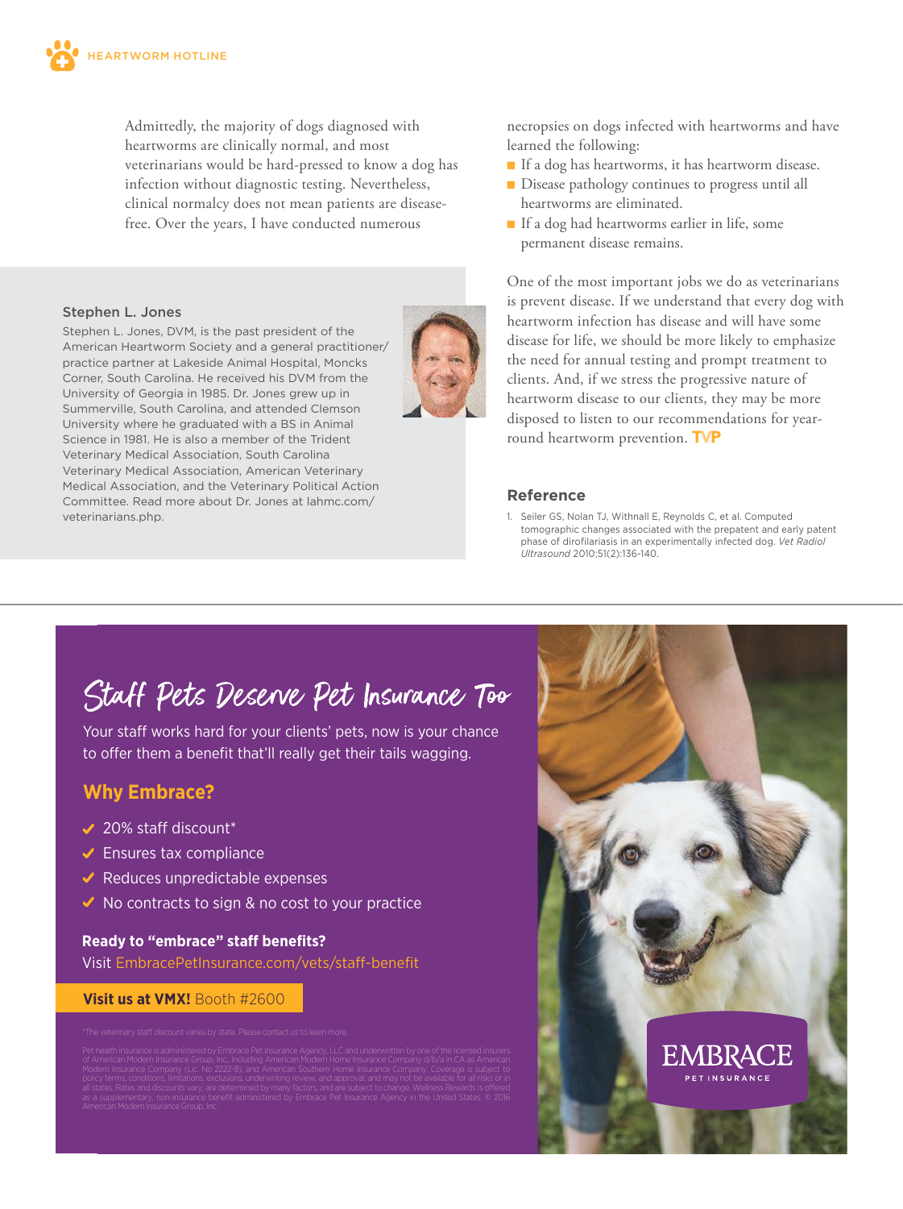Admittedly, the majority of dogs diagnosed with heartworms are clinically normal, and most veterinarians would be hard-pressed to know a dog has infection without diagnostic testing. Nevertheless, clinical normalcy does not mean patients are disease-free. Over the years, I have conducted numerous necropsies on dogs infected with heartworms and have learned the following:

- If a dog has heartworms, it has heartworm disease.
- Disease pathology continues to progress until all heartworms are eliminated.
- If a dog had heartworms earlier in life, some permanent disease remains.

One of the most important jobs we do as veterinarians is prevent disease. If we understand that every dog with heartworm infection has disease and will have some disease for life, we should be more likely to emphasize the need for annual testing and prompt treatment to clients. And, if we stress the progressive nature of heartworm disease to our clients, they may be more disposed to listen to our recommendations for year-round heartworm prevention. **TVP**

### Stephen L. Jones

Stephen L. Jones, DVM, is the past president of the American Heartworm Society and a general practitioner/practice partner at Lakeside Animal Hospital, Moncks Corner, South Carolina. He received his DVM from the University of Georgia in 1985. Dr. Jones grew up in Summerville, South Carolina, and attended Clemson University where he graduated with a BS in Animal Science in 1981. He is also a member of the Trident Veterinary Medical Association, South Carolina Veterinary Medical Association, American Veterinary Medical Association, and the Veterinary Political Action Committee. Read more about Dr. Jones at lahmc.com/veterinarians.php.

## Reference

1. Seiler GS, Nolan TJ, Withnall E, Reynolds C, et al. Computed tomographic changes associated with the prepatent and early patent phase of dirofilariasis in an experimentally infected dog. *Vet Radiol Ultrasound* 2010;51(2):136-140.

---

# Staff Pets Deserve Pet Insurance Too

Your staff works hard for your clients' pets, now is your chance to offer them a benefit that'll really get their tails wagging.

## Why Embrace?

- 20% staff discount*
- Ensures tax compliance
- Reduces unpredictable expenses
- No contracts to sign & no cost to your practice

**Ready to "embrace" staff benefits?**
Visit EmbracePetInsurance.com/vets/staff-benefit

**Visit us at VMX!** Booth #2600

*The veterinary staff discount varies by state. Please contact us to learn more.

Pet health insurance is administered by Embrace Pet Insurance Agency, LLC and underwritten by one of the licensed insurers of American Modern Insurance Group, Inc., including American Modern Home Insurance Company d/b/a in CA as American Modern Insurance Company (Lic. No 2222-8), and American Southern Home Insurance Company. Coverage is subject to policy terms, conditions, limitations, exclusions, underwriting review, and approval, and may not be available for all risks or in all states. Rates and discounts vary, are determined by many factors, and are subject to change. Wellness Rewards is offered as a supplementary, non-insurance benefit administered by Embrace Pet Insurance Agency in the United States. © 2016 American Modern Insurance Group, Inc.

EMBRACE PET INSURANCE